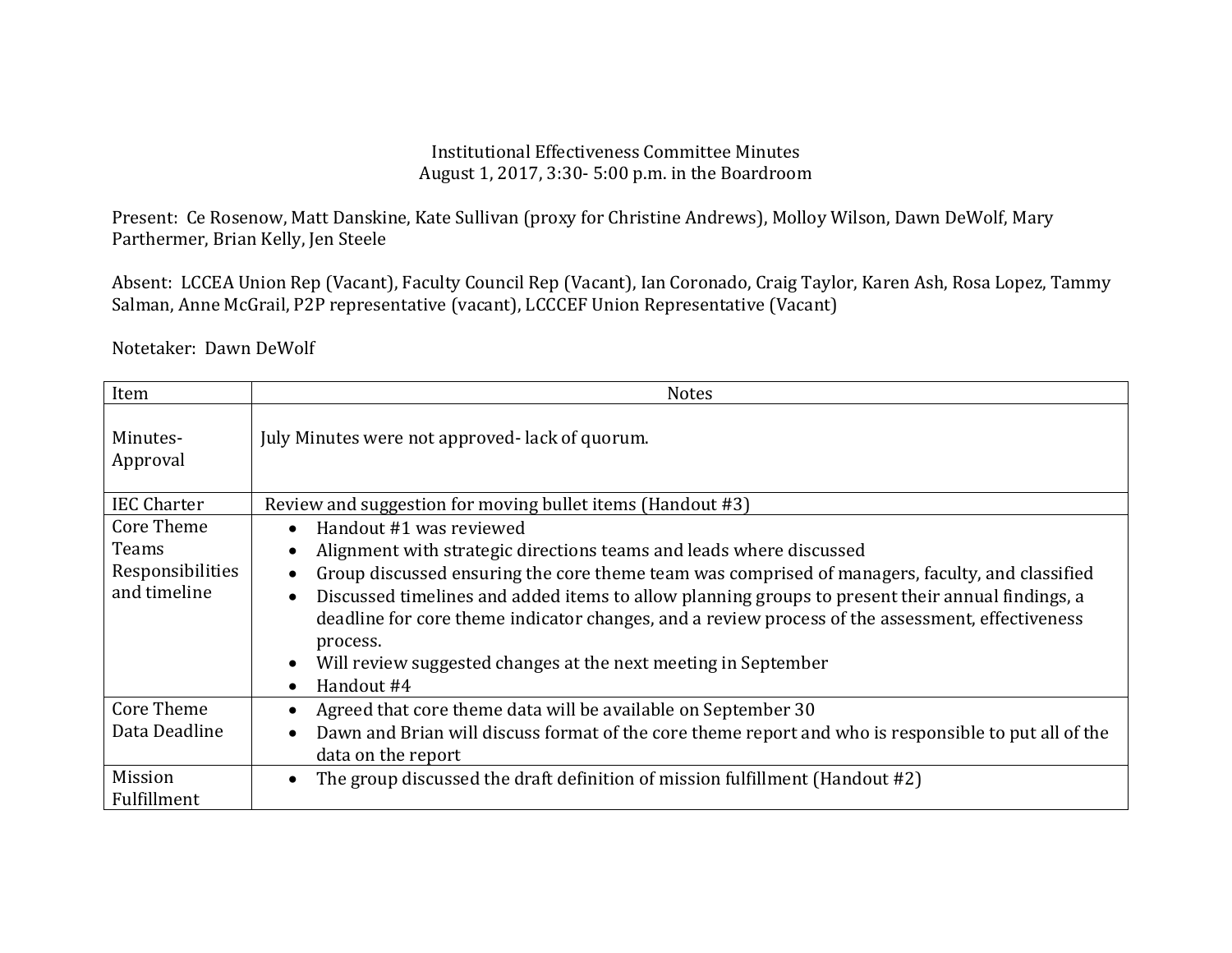# Institutional Effectiveness Committee Minutes

August 1, 2017, 3:30- 5:00 p.m. in the Boardroom

Present: Ce Rosenow, Matt Danskine, Kate Sullivan (proxy for Christine Andrews), Molloy Wilson, Dawn DeWolf, Mary Parthermer, Brian Kelly, Jen Steele

Absent: LCCEA Union Rep (Vacant), Faculty Council Rep (Vacant), Ian Coronado, Craig Taylor, Karen Ash, Rosa Lopez, Tammy Salman, Anne McGrail, P2P representative (vacant), LCCCEF Union Representative (Vacant)

Notetaker: Dawn DeWolf

| Item | Notes |
| --- | --- |
| Minutes- Approval | July Minutes were not approved- lack of quorum. |
| IEC Charter | Review and suggestion for moving bullet items (Handout #3) |
| Core Theme Teams Responsibilities and timeline | • Handout #1 was reviewed<br>• Alignment with strategic directions teams and leads where discussed<br>• Group discussed ensuring the core theme team was comprised of managers, faculty, and classified<br>• Discussed timelines and added items to allow planning groups to present their annual findings, a deadline for core theme indicator changes, and a review process of the assessment, effectiveness process.<br>• Will review suggested changes at the next meeting in September<br>• Handout #4 |
| Core Theme Data Deadline | • Agreed that core theme data will be available on September 30<br>• Dawn and Brian will discuss format of the core theme report and who is responsible to put all of the data on the report |
| Mission Fulfillment | • The group discussed the draft definition of mission fulfillment (Handout #2) |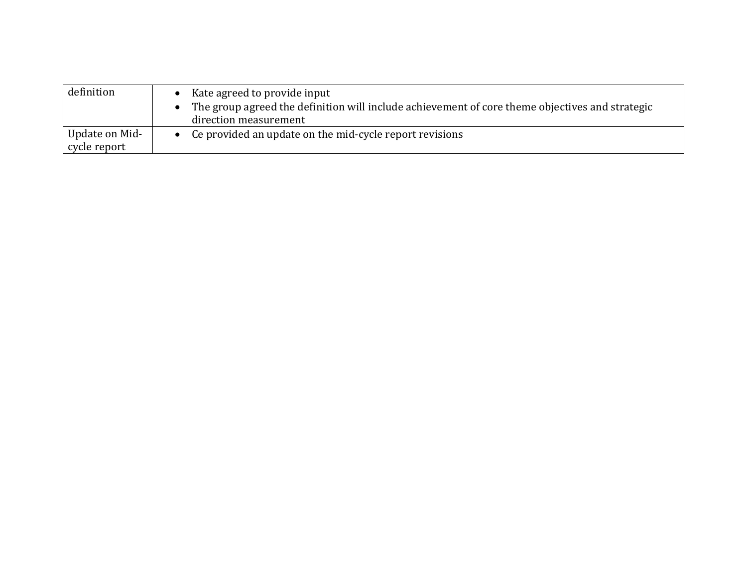| | |
|---|---|
| definition | • Kate agreed to provide input<br>• The group agreed the definition will include achievement of core theme objectives and strategic direction measurement |
| Update on Mid-cycle report | • Ce provided an update on the mid-cycle report revisions |